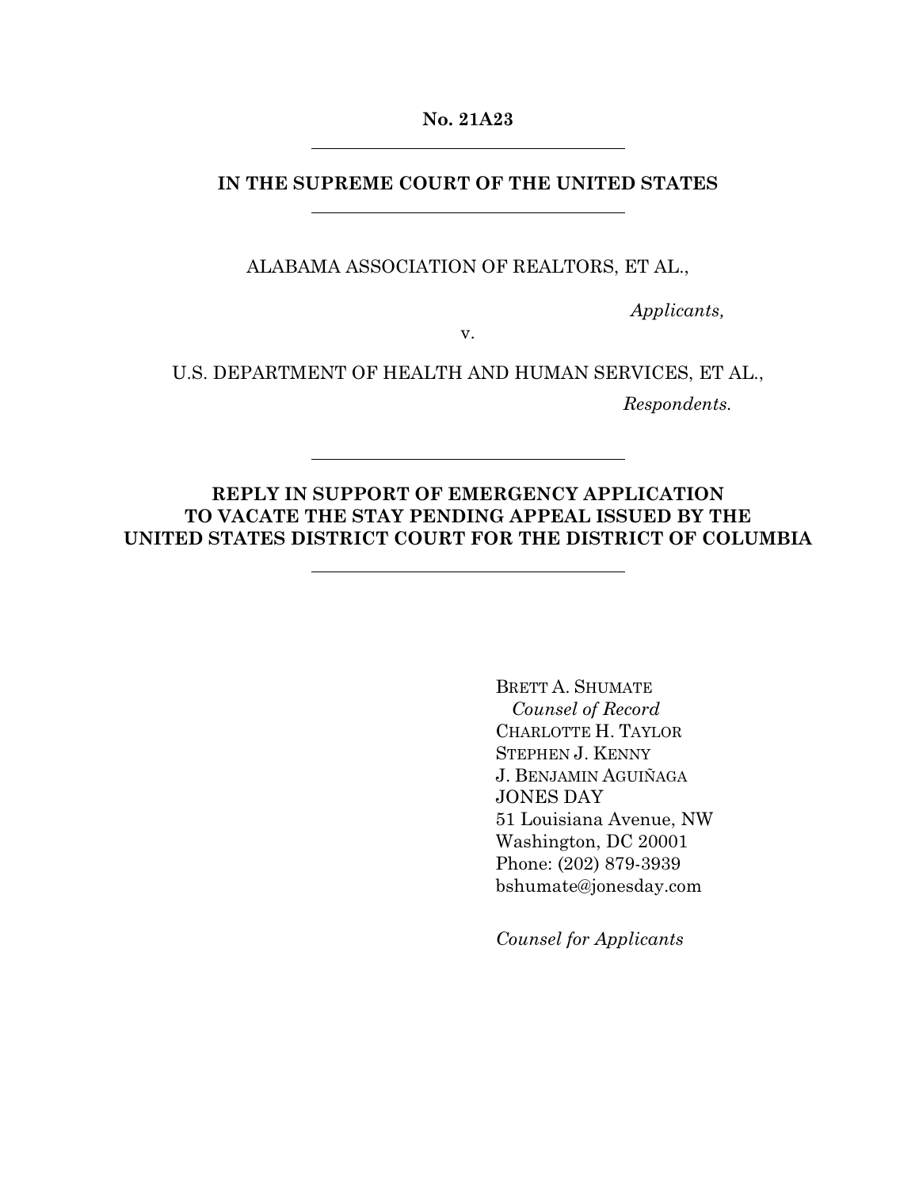**No. 21A23**

---

**IN THE SUPREME COURT OF THE UNITED STATES**

---

ALABAMA ASSOCIATION OF REALTORS, ET AL.,

*Applicants,*

v.

U.S. DEPARTMENT OF HEALTH AND HUMAN SERVICES, ET AL.,

*Respondents.*

---

**REPLY IN SUPPORT OF EMERGENCY APPLICATION TO VACATE THE STAY PENDING APPEAL ISSUED BY THE UNITED STATES DISTRICT COURT FOR THE DISTRICT OF COLUMBIA**

---

BRETT A. SHUMATE
*Counsel of Record*
CHARLOTTE H. TAYLOR
STEPHEN J. KENNY
J. BENJAMIN AGUIÑAGA
JONES DAY
51 Louisiana Avenue, NW
Washington, DC 20001
Phone: (202) 879-3939
bshumate@jonesday.com

*Counsel for Applicants*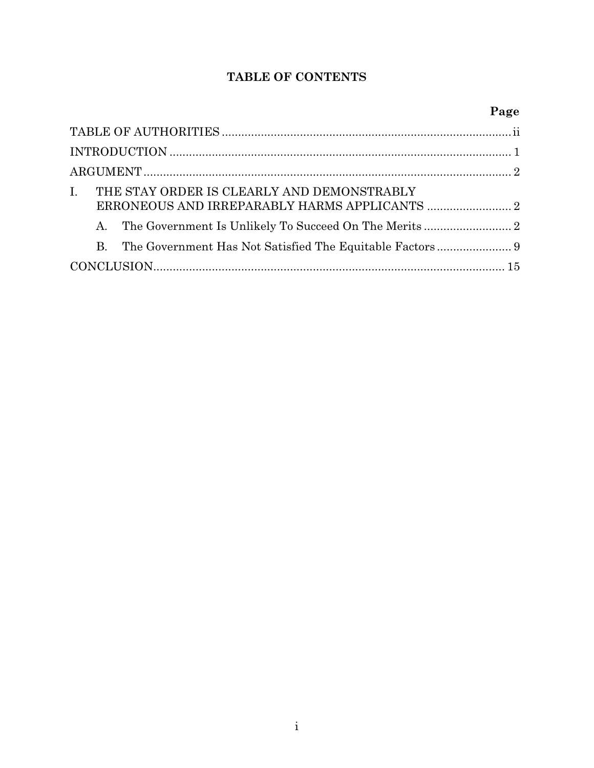# TABLE OF CONTENTS

| | Page |
|---|---|
| TABLE OF AUTHORITIES | ii |
| INTRODUCTION | 1 |
| ARGUMENT | 2 |
| I. THE STAY ORDER IS CLEARLY AND DEMONSTRABLY ERRONEOUS AND IRREPARABLY HARMS APPLICANTS | 2 |
| A. The Government Is Unlikely To Succeed On The Merits | 2 |
| B. The Government Has Not Satisfied The Equitable Factors | 9 |
| CONCLUSION | 15 |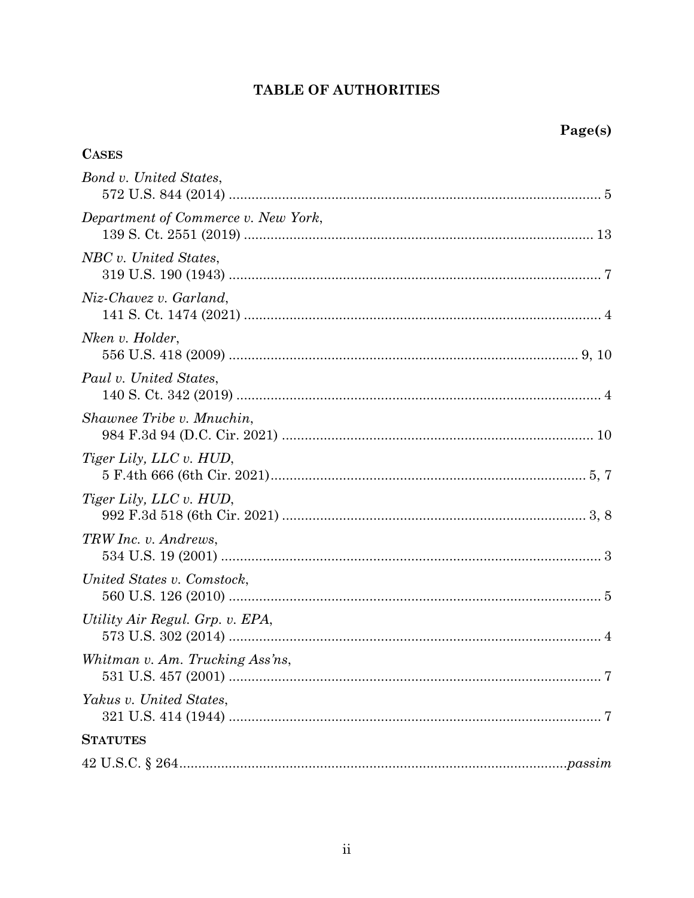## TABLE OF AUTHORITIES

**Page(s)**

**CASES**

*Bond v. United States*,
572 U.S. 844 (2014) .................................................................................................. 5

*Department of Commerce v. New York*,
139 S. Ct. 2551 (2019) ............................................................................................ 13

*NBC v. United States*,
319 U.S. 190 (1943) .................................................................................................. 7

*Niz-Chavez v. Garland*,
141 S. Ct. 1474 (2021) .............................................................................................. 4

*Nken v. Holder*,
556 U.S. 418 (2009) ............................................................................................ 9, 10

*Paul v. United States*,
140 S. Ct. 342 (2019) ................................................................................................ 4

*Shawnee Tribe v. Mnuchin*,
984 F.3d 94 (D.C. Cir. 2021) .................................................................................. 10

*Tiger Lily, LLC v. HUD*,
5 F.4th 666 (6th Cir. 2021) ................................................................................... 5, 7

*Tiger Lily, LLC v. HUD*,
992 F.3d 518 (6th Cir. 2021) ................................................................................. 3, 8

*TRW Inc. v. Andrews*,
534 U.S. 19 (2001) .................................................................................................... 3

*United States v. Comstock*,
560 U.S. 126 (2010) .................................................................................................. 5

*Utility Air Regul. Grp. v. EPA*,
573 U.S. 302 (2014) .................................................................................................. 4

*Whitman v. Am. Trucking Ass'ns*,
531 U.S. 457 (2001) .................................................................................................. 7

*Yakus v. United States*,
321 U.S. 414 (1944) .................................................................................................. 7

**STATUTES**

42 U.S.C. § 264.................................................................................................*passim*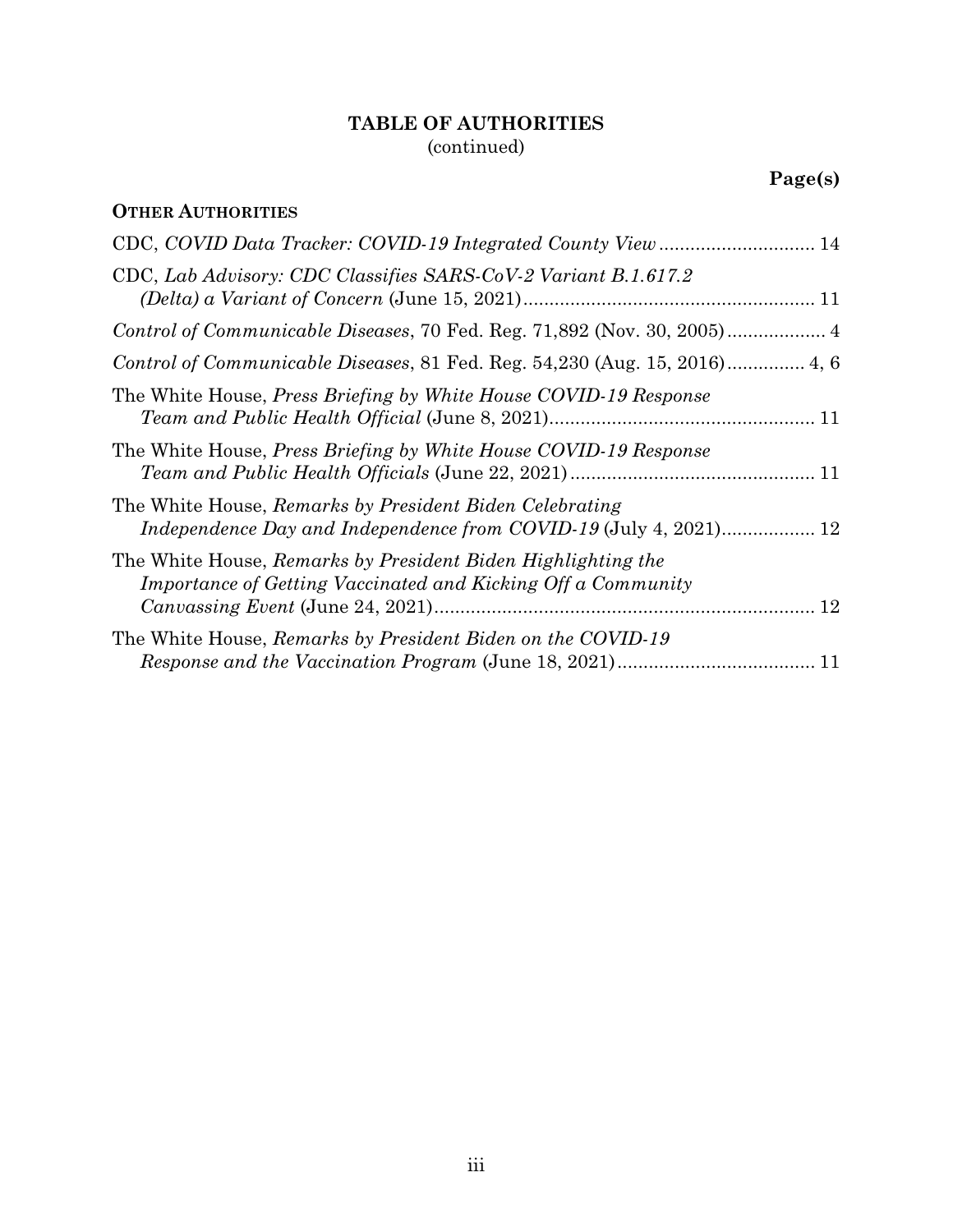## TABLE OF AUTHORITIES
(continued)

**Page(s)**

### OTHER AUTHORITIES

CDC, *COVID Data Tracker: COVID-19 Integrated County View* .............................. 14

CDC, *Lab Advisory: CDC Classifies SARS-CoV-2 Variant B.1.617.2 (Delta) a Variant of Concern* (June 15, 2021)........................................................ 11

*Control of Communicable Diseases*, 70 Fed. Reg. 71,892 (Nov. 30, 2005)................... 4

*Control of Communicable Diseases*, 81 Fed. Reg. 54,230 (Aug. 15, 2016)............... 4, 6

The White House, *Press Briefing by White House COVID-19 Response Team and Public Health Official* (June 8, 2021)................................................... 11

The White House, *Press Briefing by White House COVID-19 Response Team and Public Health Officials* (June 22, 2021)............................................... 11

The White House, *Remarks by President Biden Celebrating Independence Day and Independence from COVID-19* (July 4, 2021).................. 12

The White House, *Remarks by President Biden Highlighting the Importance of Getting Vaccinated and Kicking Off a Community Canvassing Event* (June 24, 2021)......................................................................... 12

The White House, *Remarks by President Biden on the COVID-19 Response and the Vaccination Program* (June 18, 2021)...................................... 11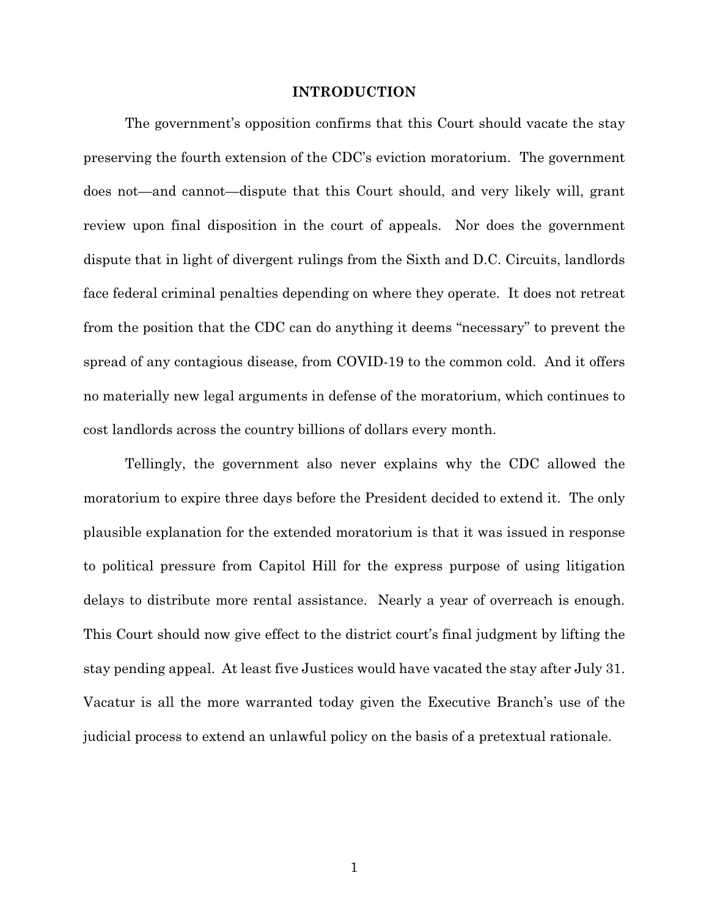## INTRODUCTION

The government's opposition confirms that this Court should vacate the stay preserving the fourth extension of the CDC's eviction moratorium. The government does not—and cannot—dispute that this Court should, and very likely will, grant review upon final disposition in the court of appeals. Nor does the government dispute that in light of divergent rulings from the Sixth and D.C. Circuits, landlords face federal criminal penalties depending on where they operate. It does not retreat from the position that the CDC can do anything it deems "necessary" to prevent the spread of any contagious disease, from COVID-19 to the common cold. And it offers no materially new legal arguments in defense of the moratorium, which continues to cost landlords across the country billions of dollars every month.

Tellingly, the government also never explains why the CDC allowed the moratorium to expire three days before the President decided to extend it. The only plausible explanation for the extended moratorium is that it was issued in response to political pressure from Capitol Hill for the express purpose of using litigation delays to distribute more rental assistance. Nearly a year of overreach is enough. This Court should now give effect to the district court's final judgment by lifting the stay pending appeal. At least five Justices would have vacated the stay after July 31. Vacatur is all the more warranted today given the Executive Branch's use of the judicial process to extend an unlawful policy on the basis of a pretextual rationale.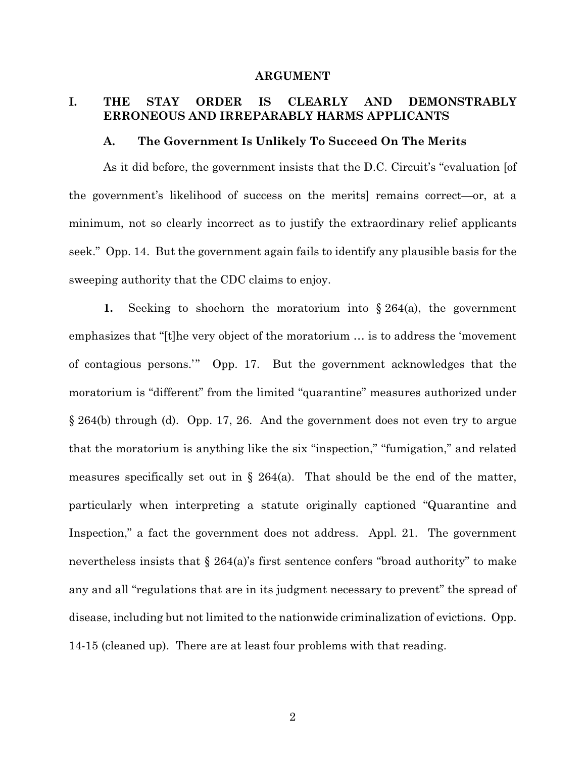## ARGUMENT

### I. THE STAY ORDER IS CLEARLY AND DEMONSTRABLY ERRONEOUS AND IRREPARABLY HARMS APPLICANTS

#### A. The Government Is Unlikely To Succeed On The Merits

As it did before, the government insists that the D.C. Circuit's "evaluation [of the government's likelihood of success on the merits] remains correct—or, at a minimum, not so clearly incorrect as to justify the extraordinary relief applicants seek." Opp. 14. But the government again fails to identify any plausible basis for the sweeping authority that the CDC claims to enjoy.

**1.** Seeking to shoehorn the moratorium into § 264(a), the government emphasizes that "[t]he very object of the moratorium … is to address the 'movement of contagious persons.'" Opp. 17. But the government acknowledges that the moratorium is "different" from the limited "quarantine" measures authorized under § 264(b) through (d). Opp. 17, 26. And the government does not even try to argue that the moratorium is anything like the six "inspection," "fumigation," and related measures specifically set out in § 264(a). That should be the end of the matter, particularly when interpreting a statute originally captioned "Quarantine and Inspection," a fact the government does not address. Appl. 21. The government nevertheless insists that § 264(a)'s first sentence confers "broad authority" to make any and all "regulations that are in its judgment necessary to prevent" the spread of disease, including but not limited to the nationwide criminalization of evictions. Opp. 14-15 (cleaned up). There are at least four problems with that reading.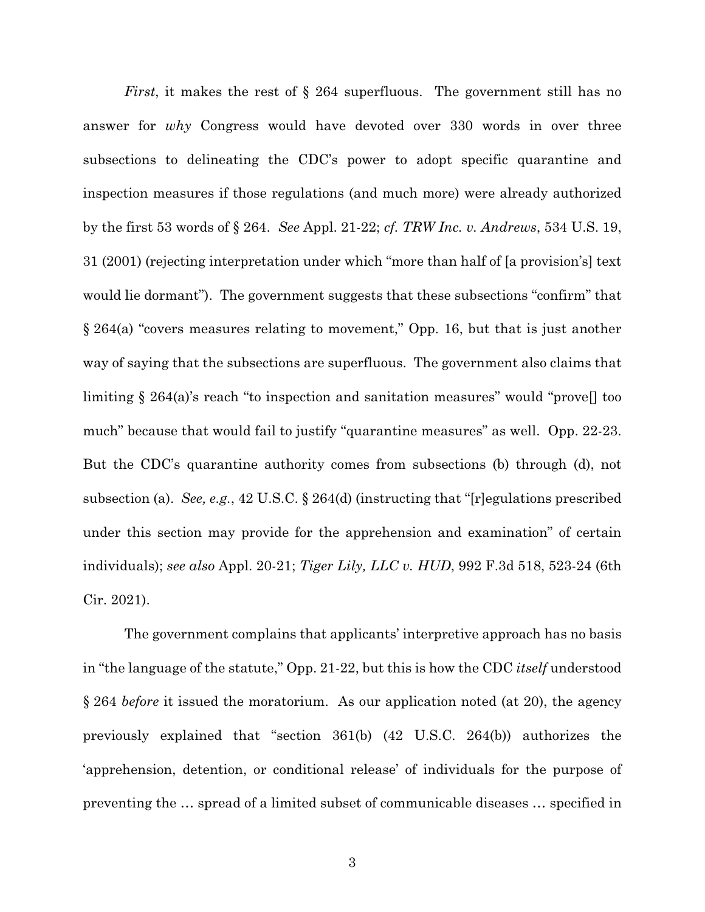*First*, it makes the rest of § 264 superfluous. The government still has no answer for *why* Congress would have devoted over 330 words in over three subsections to delineating the CDC's power to adopt specific quarantine and inspection measures if those regulations (and much more) were already authorized by the first 53 words of § 264. *See* Appl. 21-22; *cf. TRW Inc. v. Andrews*, 534 U.S. 19, 31 (2001) (rejecting interpretation under which "more than half of [a provision's] text would lie dormant"). The government suggests that these subsections "confirm" that § 264(a) "covers measures relating to movement," Opp. 16, but that is just another way of saying that the subsections are superfluous. The government also claims that limiting § 264(a)'s reach "to inspection and sanitation measures" would "prove[] too much" because that would fail to justify "quarantine measures" as well. Opp. 22-23. But the CDC's quarantine authority comes from subsections (b) through (d), not subsection (a). *See, e.g.*, 42 U.S.C. § 264(d) (instructing that "[r]egulations prescribed under this section may provide for the apprehension and examination" of certain individuals); *see also* Appl. 20-21; *Tiger Lily, LLC v. HUD*, 992 F.3d 518, 523-24 (6th Cir. 2021).

The government complains that applicants' interpretive approach has no basis in "the language of the statute," Opp. 21-22, but this is how the CDC *itself* understood § 264 *before* it issued the moratorium. As our application noted (at 20), the agency previously explained that "section 361(b) (42 U.S.C. 264(b)) authorizes the 'apprehension, detention, or conditional release' of individuals for the purpose of preventing the … spread of a limited subset of communicable diseases … specified in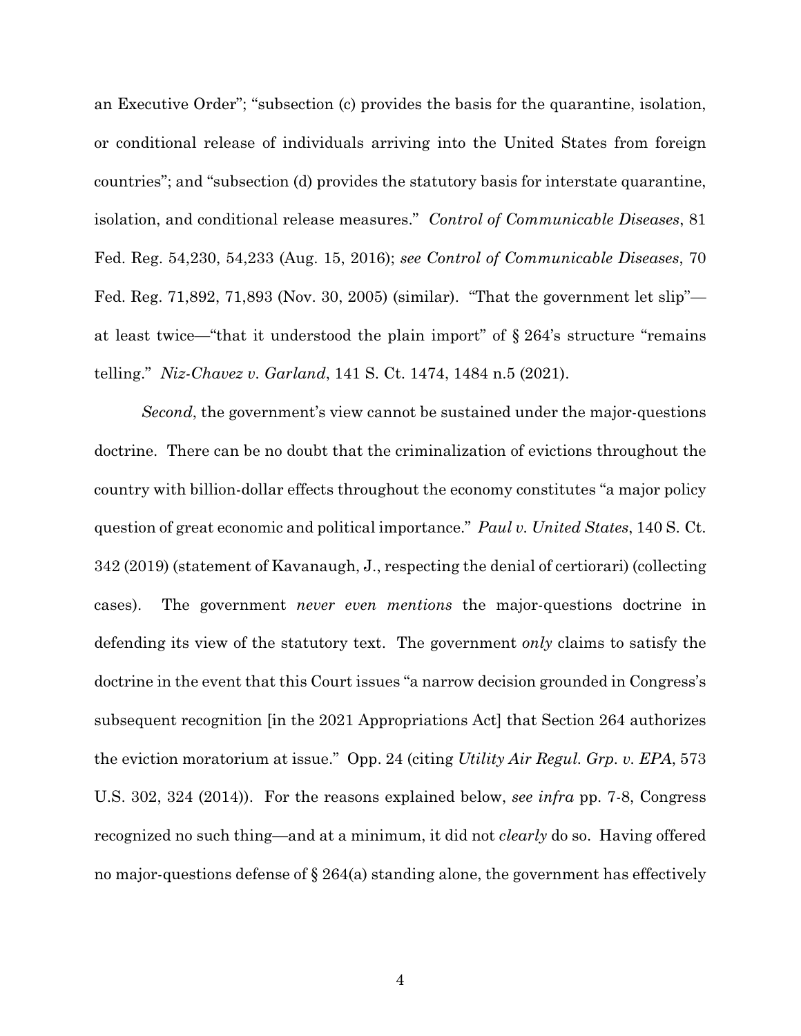an Executive Order"; "subsection (c) provides the basis for the quarantine, isolation, or conditional release of individuals arriving into the United States from foreign countries"; and "subsection (d) provides the statutory basis for interstate quarantine, isolation, and conditional release measures." *Control of Communicable Diseases*, 81 Fed. Reg. 54,230, 54,233 (Aug. 15, 2016); *see Control of Communicable Diseases*, 70 Fed. Reg. 71,892, 71,893 (Nov. 30, 2005) (similar). "That the government let slip"—at least twice—"that it understood the plain import" of § 264's structure "remains telling." *Niz-Chavez v. Garland*, 141 S. Ct. 1474, 1484 n.5 (2021).

*Second*, the government's view cannot be sustained under the major-questions doctrine. There can be no doubt that the criminalization of evictions throughout the country with billion-dollar effects throughout the economy constitutes "a major policy question of great economic and political importance." *Paul v. United States*, 140 S. Ct. 342 (2019) (statement of Kavanaugh, J., respecting the denial of certiorari) (collecting cases). The government *never even mentions* the major-questions doctrine in defending its view of the statutory text. The government *only* claims to satisfy the doctrine in the event that this Court issues "a narrow decision grounded in Congress's subsequent recognition [in the 2021 Appropriations Act] that Section 264 authorizes the eviction moratorium at issue." Opp. 24 (citing *Utility Air Regul. Grp. v. EPA*, 573 U.S. 302, 324 (2014)). For the reasons explained below, *see infra* pp. 7-8, Congress recognized no such thing—and at a minimum, it did not *clearly* do so. Having offered no major-questions defense of § 264(a) standing alone, the government has effectively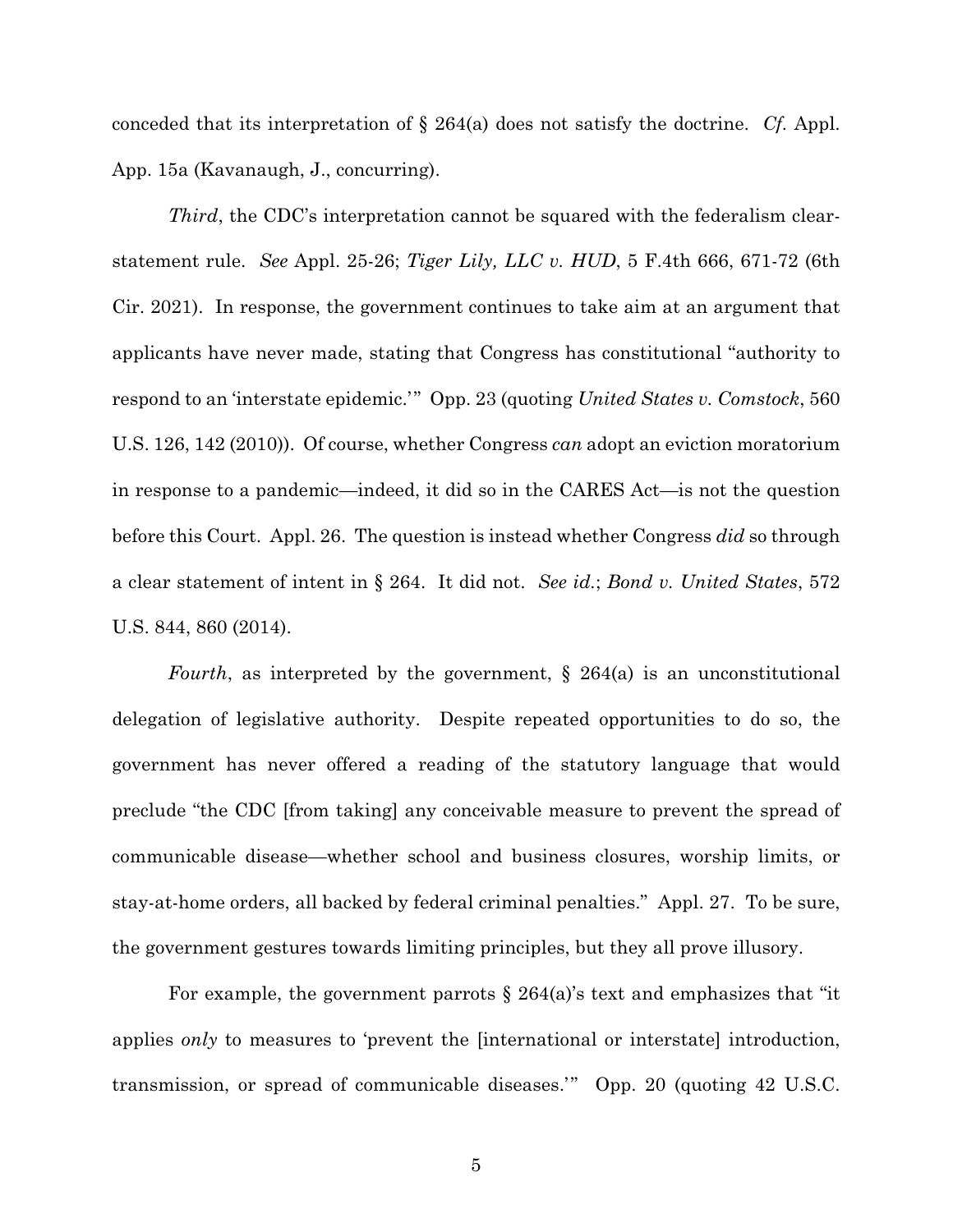conceded that its interpretation of § 264(a) does not satisfy the doctrine. *Cf.* Appl. App. 15a (Kavanaugh, J., concurring).

*Third*, the CDC's interpretation cannot be squared with the federalism clear-statement rule. *See* Appl. 25-26; *Tiger Lily, LLC v. HUD*, 5 F.4th 666, 671-72 (6th Cir. 2021). In response, the government continues to take aim at an argument that applicants have never made, stating that Congress has constitutional "authority to respond to an 'interstate epidemic.'" Opp. 23 (quoting *United States v. Comstock*, 560 U.S. 126, 142 (2010)). Of course, whether Congress *can* adopt an eviction moratorium in response to a pandemic—indeed, it did so in the CARES Act—is not the question before this Court. Appl. 26. The question is instead whether Congress *did* so through a clear statement of intent in § 264. It did not. *See id.*; *Bond v. United States*, 572 U.S. 844, 860 (2014).

*Fourth*, as interpreted by the government, § 264(a) is an unconstitutional delegation of legislative authority. Despite repeated opportunities to do so, the government has never offered a reading of the statutory language that would preclude "the CDC [from taking] any conceivable measure to prevent the spread of communicable disease—whether school and business closures, worship limits, or stay-at-home orders, all backed by federal criminal penalties." Appl. 27. To be sure, the government gestures towards limiting principles, but they all prove illusory.

For example, the government parrots § 264(a)'s text and emphasizes that "it applies *only* to measures to 'prevent the [international or interstate] introduction, transmission, or spread of communicable diseases.'" Opp. 20 (quoting 42 U.S.C.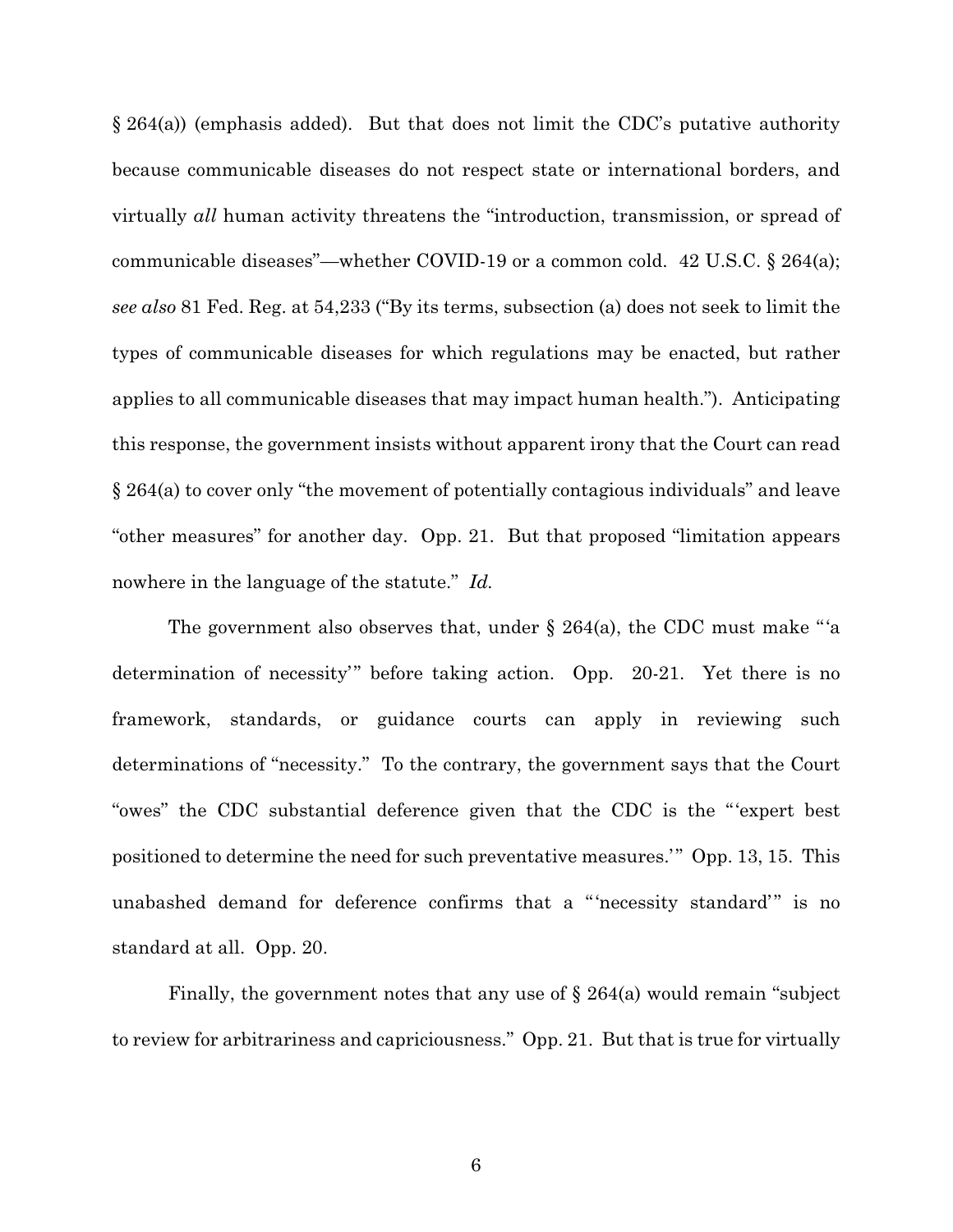§ 264(a)) (emphasis added). But that does not limit the CDC's putative authority because communicable diseases do not respect state or international borders, and virtually *all* human activity threatens the "introduction, transmission, or spread of communicable diseases"—whether COVID-19 or a common cold. 42 U.S.C. § 264(a); *see also* 81 Fed. Reg. at 54,233 ("By its terms, subsection (a) does not seek to limit the types of communicable diseases for which regulations may be enacted, but rather applies to all communicable diseases that may impact human health."). Anticipating this response, the government insists without apparent irony that the Court can read § 264(a) to cover only "the movement of potentially contagious individuals" and leave "other measures" for another day. Opp. 21. But that proposed "limitation appears nowhere in the language of the statute." *Id.*

The government also observes that, under § 264(a), the CDC must make "'a determination of necessity'" before taking action. Opp. 20-21. Yet there is no framework, standards, or guidance courts can apply in reviewing such determinations of "necessity." To the contrary, the government says that the Court "owes" the CDC substantial deference given that the CDC is the "'expert best positioned to determine the need for such preventative measures.'" Opp. 13, 15. This unabashed demand for deference confirms that a "'necessity standard'" is no standard at all. Opp. 20.

Finally, the government notes that any use of § 264(a) would remain "subject to review for arbitrariness and capriciousness." Opp. 21. But that is true for virtually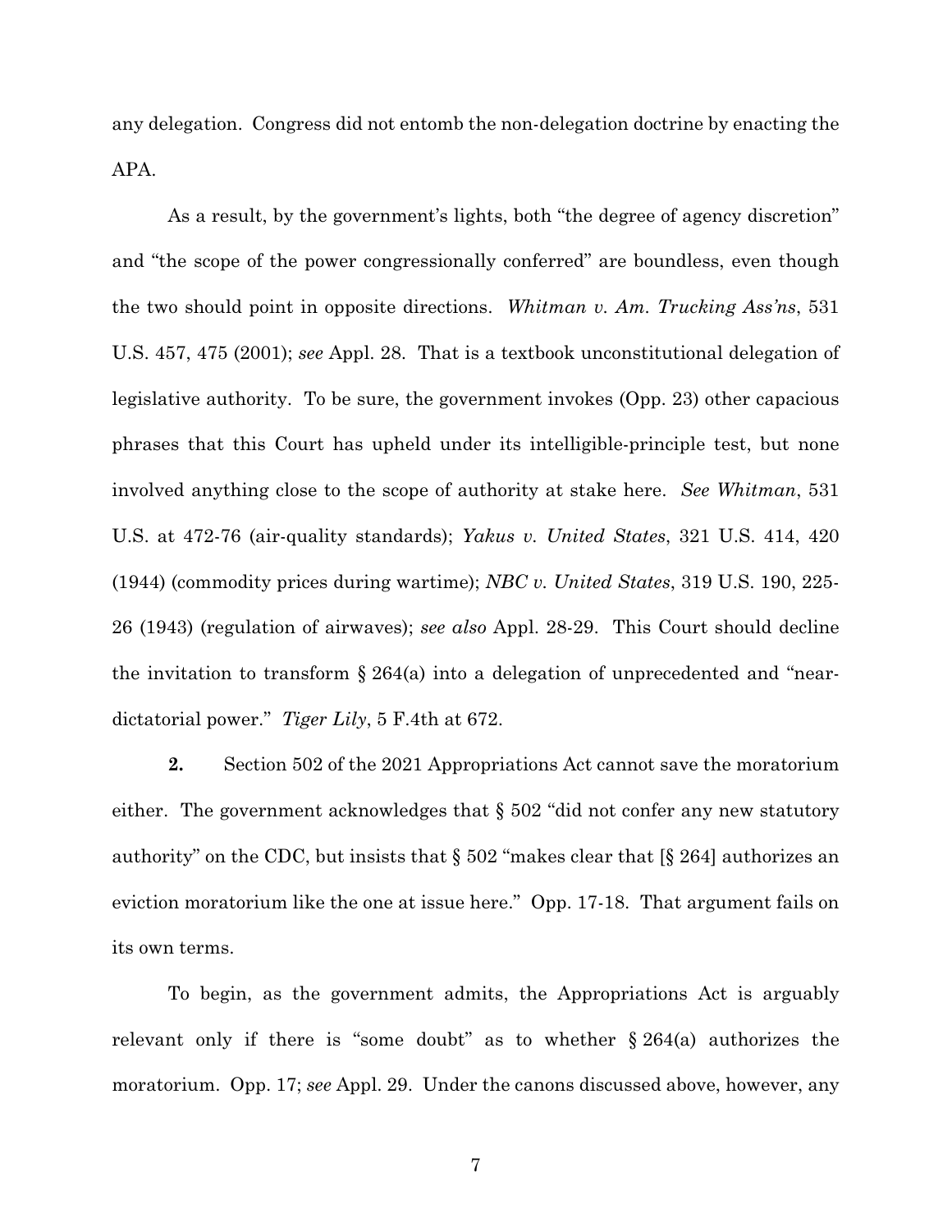any delegation. Congress did not entomb the non-delegation doctrine by enacting the APA.

As a result, by the government's lights, both "the degree of agency discretion" and "the scope of the power congressionally conferred" are boundless, even though the two should point in opposite directions. *Whitman v. Am. Trucking Ass'ns*, 531 U.S. 457, 475 (2001); *see* Appl. 28. That is a textbook unconstitutional delegation of legislative authority. To be sure, the government invokes (Opp. 23) other capacious phrases that this Court has upheld under its intelligible-principle test, but none involved anything close to the scope of authority at stake here. *See Whitman*, 531 U.S. at 472-76 (air-quality standards); *Yakus v. United States*, 321 U.S. 414, 420 (1944) (commodity prices during wartime); *NBC v. United States*, 319 U.S. 190, 225-26 (1943) (regulation of airwaves); *see also* Appl. 28-29. This Court should decline the invitation to transform § 264(a) into a delegation of unprecedented and "near-dictatorial power." *Tiger Lily*, 5 F.4th at 672.

**2.** Section 502 of the 2021 Appropriations Act cannot save the moratorium either. The government acknowledges that § 502 "did not confer any new statutory authority" on the CDC, but insists that § 502 "makes clear that [§ 264] authorizes an eviction moratorium like the one at issue here." Opp. 17-18. That argument fails on its own terms.

To begin, as the government admits, the Appropriations Act is arguably relevant only if there is "some doubt" as to whether § 264(a) authorizes the moratorium. Opp. 17; *see* Appl. 29. Under the canons discussed above, however, any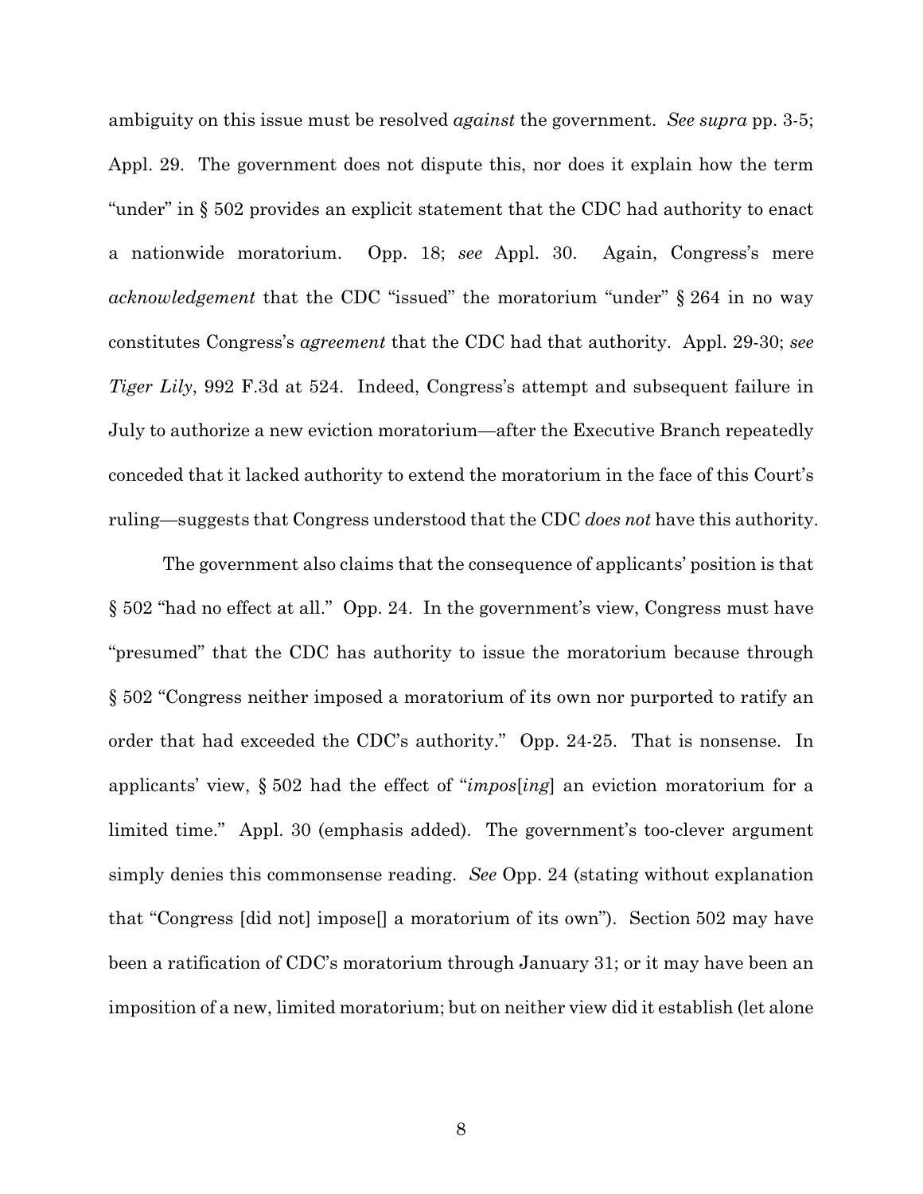ambiguity on this issue must be resolved *against* the government. *See supra* pp. 3-5; Appl. 29. The government does not dispute this, nor does it explain how the term "under" in § 502 provides an explicit statement that the CDC had authority to enact a nationwide moratorium. Opp. 18; *see* Appl. 30. Again, Congress's mere *acknowledgement* that the CDC "issued" the moratorium "under" § 264 in no way constitutes Congress's *agreement* that the CDC had that authority. Appl. 29-30; *see Tiger Lily*, 992 F.3d at 524. Indeed, Congress's attempt and subsequent failure in July to authorize a new eviction moratorium—after the Executive Branch repeatedly conceded that it lacked authority to extend the moratorium in the face of this Court's ruling—suggests that Congress understood that the CDC *does not* have this authority.

The government also claims that the consequence of applicants' position is that § 502 "had no effect at all." Opp. 24. In the government's view, Congress must have "presumed" that the CDC has authority to issue the moratorium because through § 502 "Congress neither imposed a moratorium of its own nor purported to ratify an order that had exceeded the CDC's authority." Opp. 24-25. That is nonsense. In applicants' view, § 502 had the effect of "*impos*[*ing*] an eviction moratorium for a limited time." Appl. 30 (emphasis added). The government's too-clever argument simply denies this commonsense reading. *See* Opp. 24 (stating without explanation that "Congress [did not] impose[] a moratorium of its own"). Section 502 may have been a ratification of CDC's moratorium through January 31; or it may have been an imposition of a new, limited moratorium; but on neither view did it establish (let alone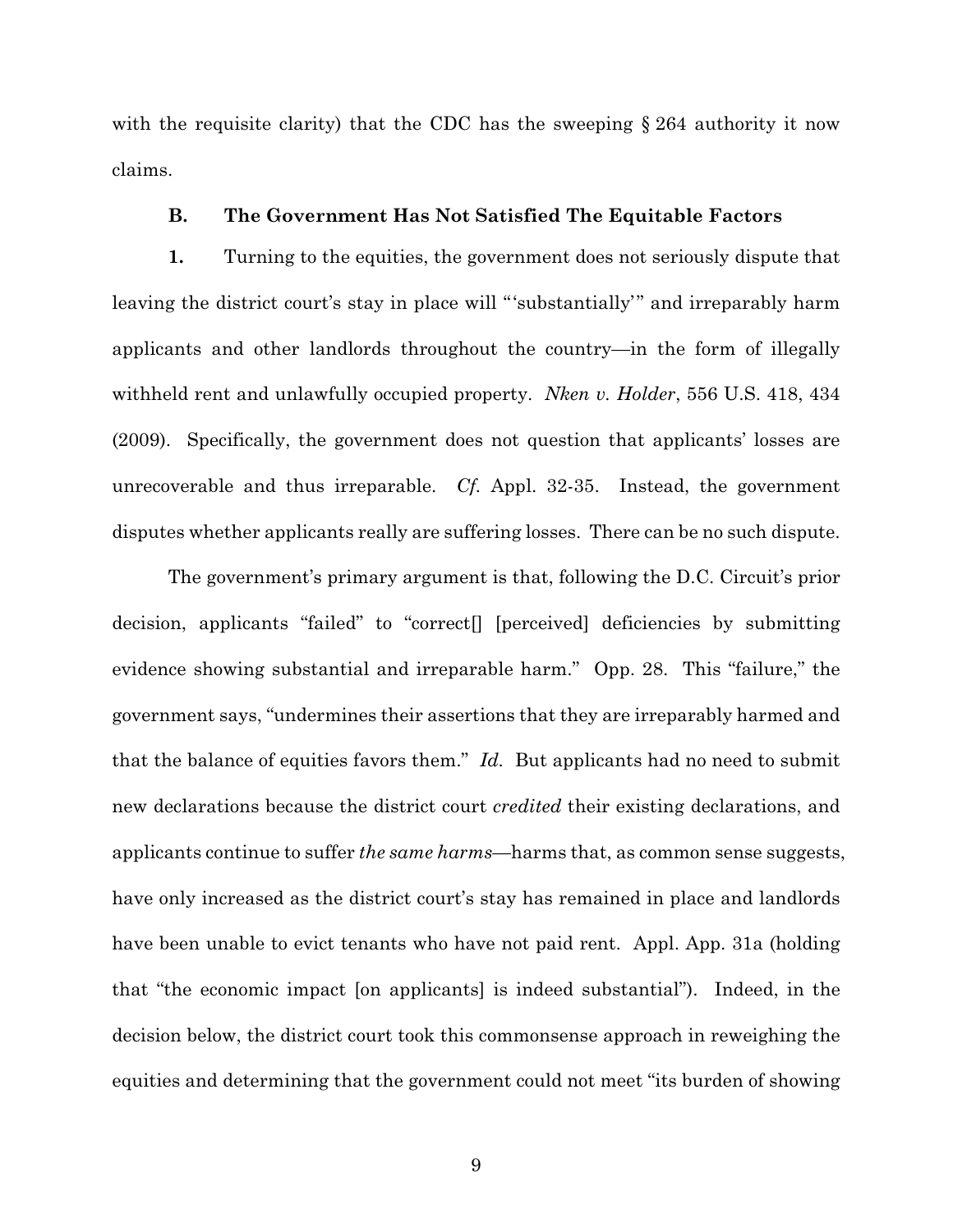with the requisite clarity) that the CDC has the sweeping § 264 authority it now claims.

### B. The Government Has Not Satisfied The Equitable Factors

**1.** Turning to the equities, the government does not seriously dispute that leaving the district court's stay in place will "'substantially'" and irreparably harm applicants and other landlords throughout the country—in the form of illegally withheld rent and unlawfully occupied property. *Nken v. Holder*, 556 U.S. 418, 434 (2009). Specifically, the government does not question that applicants' losses are unrecoverable and thus irreparable. *Cf.* Appl. 32-35. Instead, the government disputes whether applicants really are suffering losses. There can be no such dispute.

The government's primary argument is that, following the D.C. Circuit's prior decision, applicants "failed" to "correct[] [perceived] deficiencies by submitting evidence showing substantial and irreparable harm." Opp. 28. This "failure," the government says, "undermines their assertions that they are irreparably harmed and that the balance of equities favors them." *Id.* But applicants had no need to submit new declarations because the district court *credited* their existing declarations, and applicants continue to suffer *the same harms*—harms that, as common sense suggests, have only increased as the district court's stay has remained in place and landlords have been unable to evict tenants who have not paid rent. Appl. App. 31a (holding that "the economic impact [on applicants] is indeed substantial"). Indeed, in the decision below, the district court took this commonsense approach in reweighing the equities and determining that the government could not meet "its burden of showing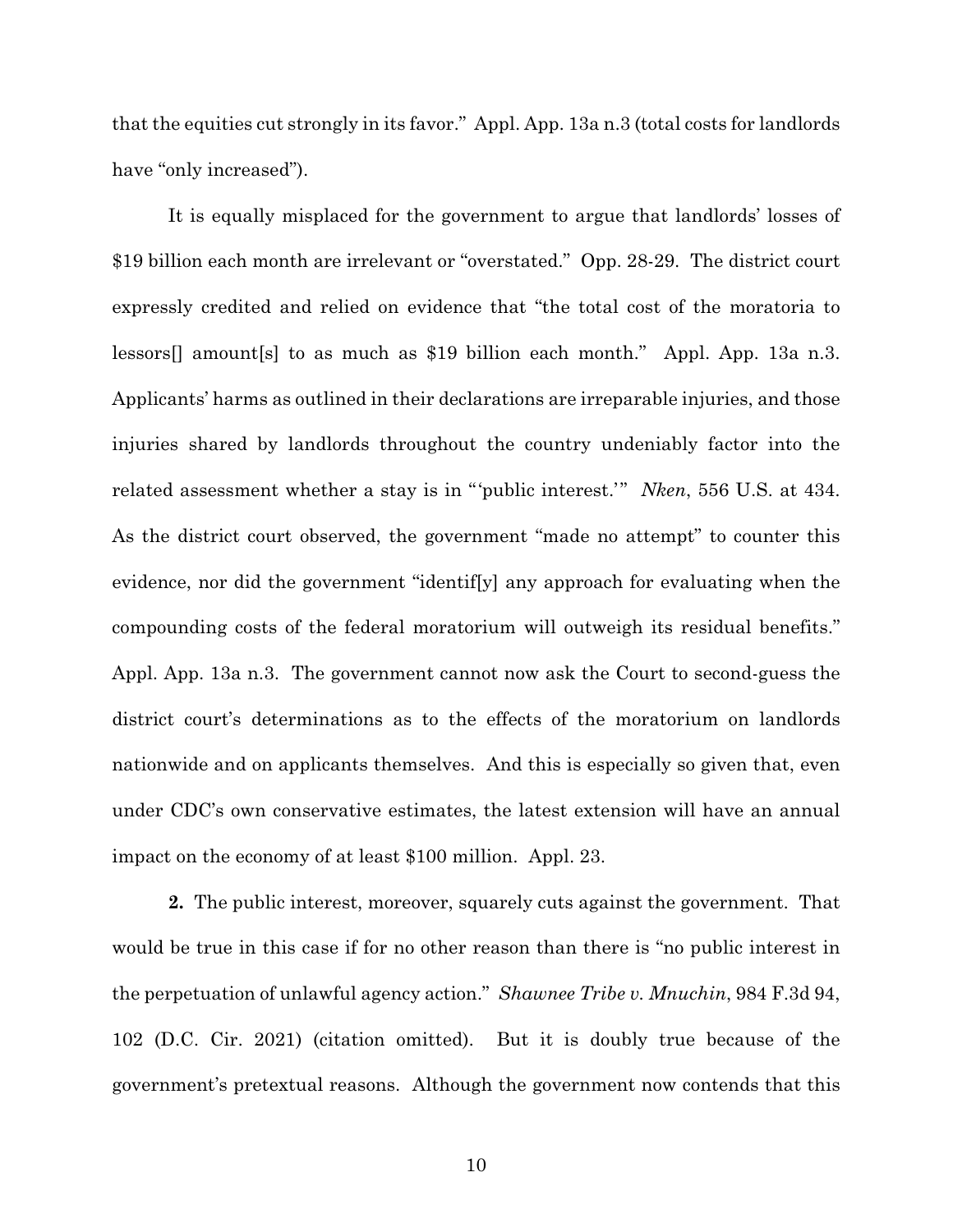that the equities cut strongly in its favor." Appl. App. 13a n.3 (total costs for landlords have "only increased").

It is equally misplaced for the government to argue that landlords' losses of $19 billion each month are irrelevant or "overstated." Opp. 28-29. The district court expressly credited and relied on evidence that "the total cost of the moratoria to lessors[] amount[s] to as much as $19 billion each month." Appl. App. 13a n.3. Applicants' harms as outlined in their declarations are irreparable injuries, and those injuries shared by landlords throughout the country undeniably factor into the related assessment whether a stay is in "'public interest.'" *Nken*, 556 U.S. at 434. As the district court observed, the government "made no attempt" to counter this evidence, nor did the government "identif[y] any approach for evaluating when the compounding costs of the federal moratorium will outweigh its residual benefits." Appl. App. 13a n.3. The government cannot now ask the Court to second-guess the district court's determinations as to the effects of the moratorium on landlords nationwide and on applicants themselves. And this is especially so given that, even under CDC's own conservative estimates, the latest extension will have an annual impact on the economy of at least $100 million. Appl. 23.

**2.** The public interest, moreover, squarely cuts against the government. That would be true in this case if for no other reason than there is "no public interest in the perpetuation of unlawful agency action." *Shawnee Tribe v. Mnuchin*, 984 F.3d 94, 102 (D.C. Cir. 2021) (citation omitted). But it is doubly true because of the government's pretextual reasons. Although the government now contends that this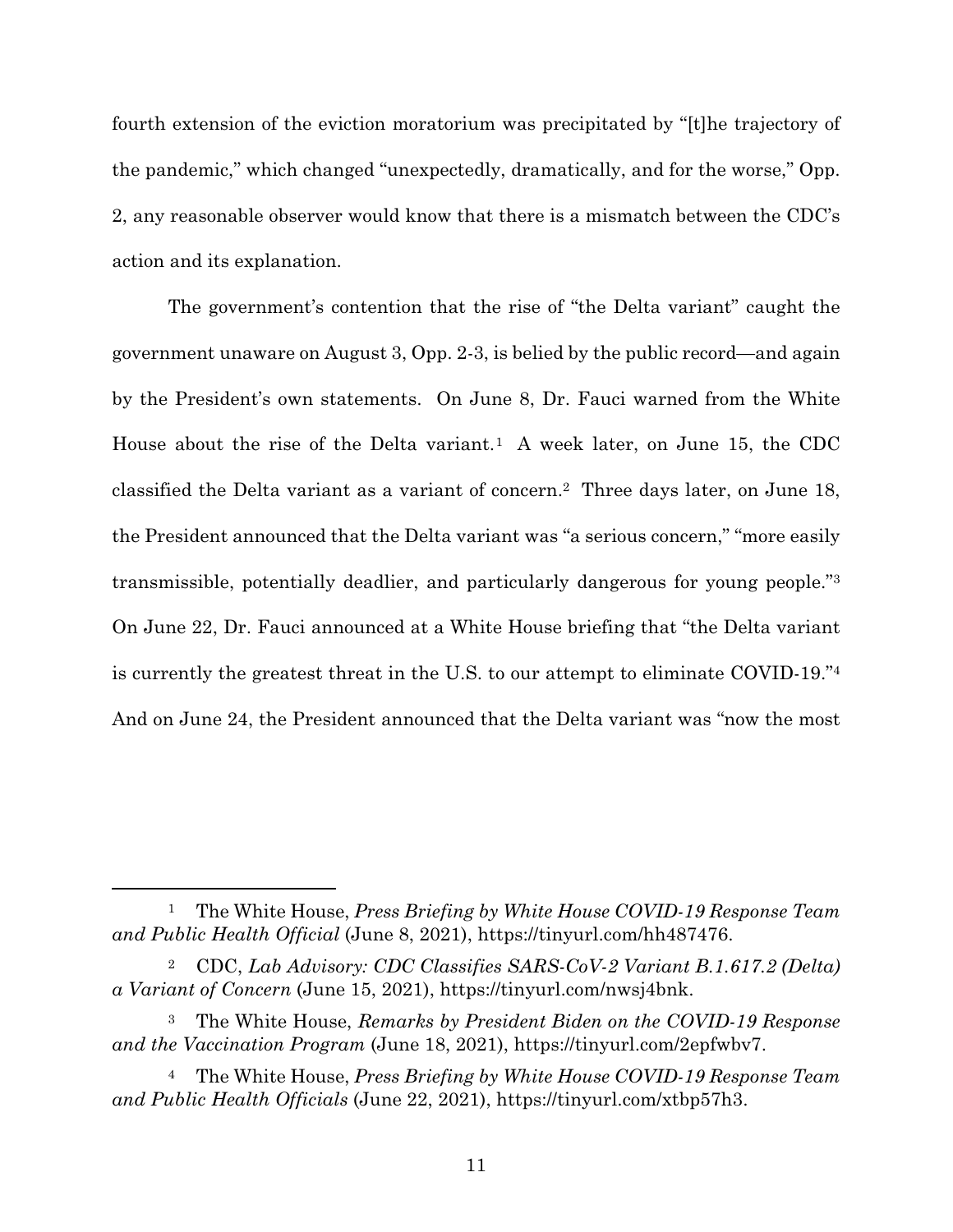fourth extension of the eviction moratorium was precipitated by "[t]he trajectory of the pandemic," which changed "unexpectedly, dramatically, and for the worse," Opp. 2, any reasonable observer would know that there is a mismatch between the CDC's action and its explanation.

The government's contention that the rise of "the Delta variant" caught the government unaware on August 3, Opp. 2-3, is belied by the public record—and again by the President's own statements. On June 8, Dr. Fauci warned from the White House about the rise of the Delta variant.[1] A week later, on June 15, the CDC classified the Delta variant as a variant of concern.[2] Three days later, on June 18, the President announced that the Delta variant was "a serious concern," "more easily transmissible, potentially deadlier, and particularly dangerous for young people."[3] On June 22, Dr. Fauci announced at a White House briefing that "the Delta variant is currently the greatest threat in the U.S. to our attempt to eliminate COVID-19."[4] And on June 24, the President announced that the Delta variant was "now the most

---

[1] The White House, *Press Briefing by White House COVID-19 Response Team and Public Health Official* (June 8, 2021), https://tinyurl.com/hh487476.

[2] CDC, *Lab Advisory: CDC Classifies SARS-CoV-2 Variant B.1.617.2 (Delta) a Variant of Concern* (June 15, 2021), https://tinyurl.com/nwsj4bnk.

[3] The White House, *Remarks by President Biden on the COVID-19 Response and the Vaccination Program* (June 18, 2021), https://tinyurl.com/2epfwbv7.

[4] The White House, *Press Briefing by White House COVID-19 Response Team and Public Health Officials* (June 22, 2021), https://tinyurl.com/xtbp57h3.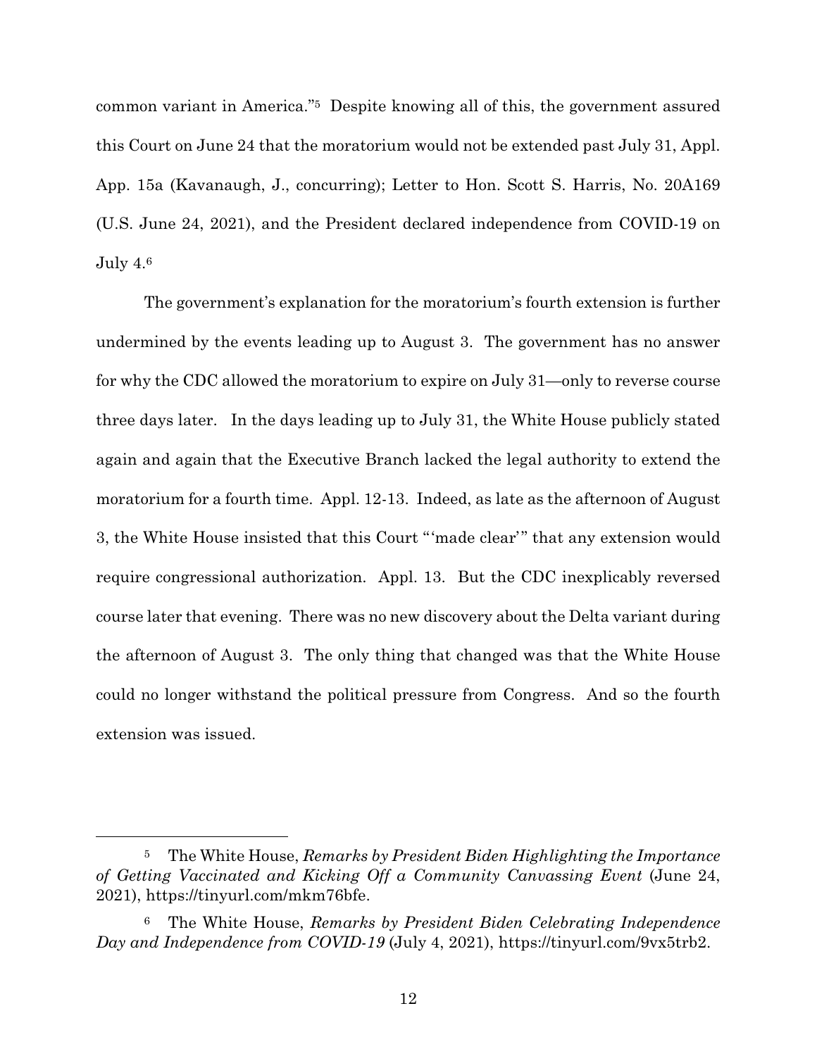common variant in America."[5] Despite knowing all of this, the government assured this Court on June 24 that the moratorium would not be extended past July 31, Appl. App. 15a (Kavanaugh, J., concurring); Letter to Hon. Scott S. Harris, No. 20A169 (U.S. June 24, 2021), and the President declared independence from COVID-19 on July 4.[6]

The government's explanation for the moratorium's fourth extension is further undermined by the events leading up to August 3. The government has no answer for why the CDC allowed the moratorium to expire on July 31—only to reverse course three days later. In the days leading up to July 31, the White House publicly stated again and again that the Executive Branch lacked the legal authority to extend the moratorium for a fourth time. Appl. 12-13. Indeed, as late as the afternoon of August 3, the White House insisted that this Court "'made clear'" that any extension would require congressional authorization. Appl. 13. But the CDC inexplicably reversed course later that evening. There was no new discovery about the Delta variant during the afternoon of August 3. The only thing that changed was that the White House could no longer withstand the political pressure from Congress. And so the fourth extension was issued.

---

[5] The White House, *Remarks by President Biden Highlighting the Importance of Getting Vaccinated and Kicking Off a Community Canvassing Event* (June 24, 2021), https://tinyurl.com/mkm76bfe.

[6] The White House, *Remarks by President Biden Celebrating Independence Day and Independence from COVID-19* (July 4, 2021), https://tinyurl.com/9vx5trb2.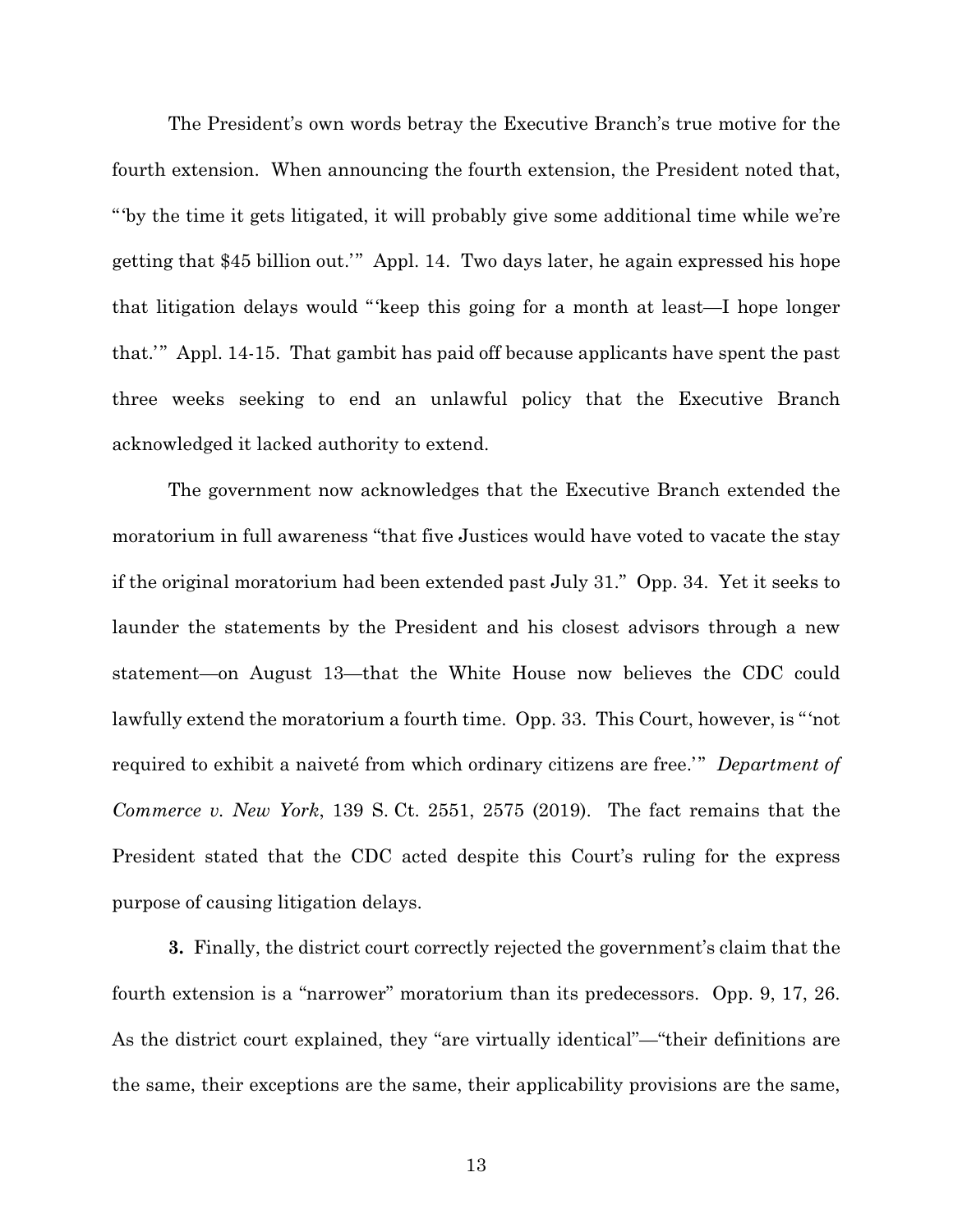The President's own words betray the Executive Branch's true motive for the fourth extension. When announcing the fourth extension, the President noted that, "'by the time it gets litigated, it will probably give some additional time while we're getting that $45 billion out.'" Appl. 14. Two days later, he again expressed his hope that litigation delays would "'keep this going for a month at least—I hope longer that.'" Appl. 14-15. That gambit has paid off because applicants have spent the past three weeks seeking to end an unlawful policy that the Executive Branch acknowledged it lacked authority to extend.

The government now acknowledges that the Executive Branch extended the moratorium in full awareness "that five Justices would have voted to vacate the stay if the original moratorium had been extended past July 31." Opp. 34. Yet it seeks to launder the statements by the President and his closest advisors through a new statement—on August 13—that the White House now believes the CDC could lawfully extend the moratorium a fourth time. Opp. 33. This Court, however, is "'not required to exhibit a naiveté from which ordinary citizens are free.'" *Department of Commerce v. New York*, 139 S. Ct. 2551, 2575 (2019). The fact remains that the President stated that the CDC acted despite this Court's ruling for the express purpose of causing litigation delays.

**3.** Finally, the district court correctly rejected the government's claim that the fourth extension is a "narrower" moratorium than its predecessors. Opp. 9, 17, 26. As the district court explained, they "are virtually identical"—"their definitions are the same, their exceptions are the same, their applicability provisions are the same,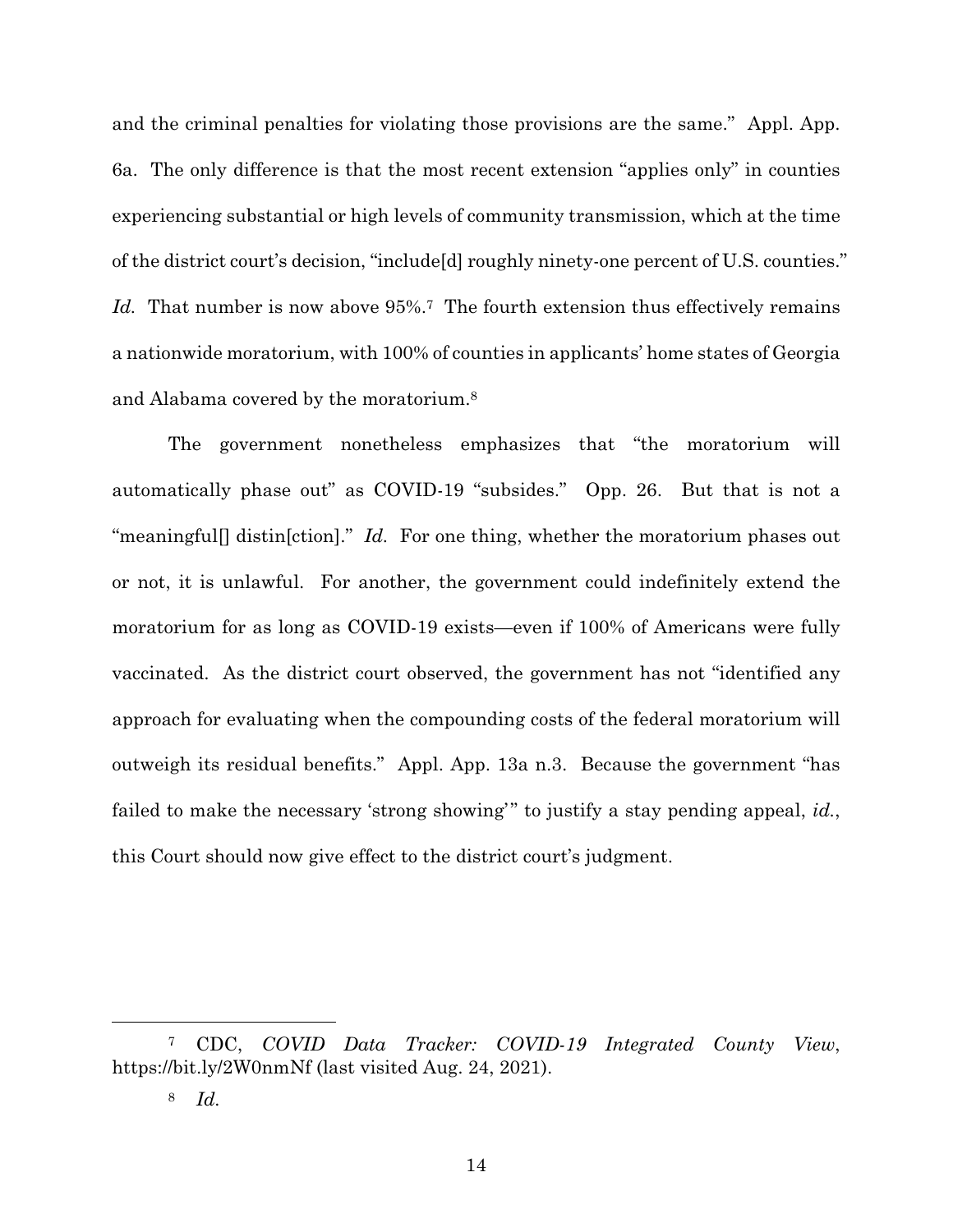and the criminal penalties for violating those provisions are the same." Appl. App. 6a. The only difference is that the most recent extension "applies only" in counties experiencing substantial or high levels of community transmission, which at the time of the district court's decision, "include[d] roughly ninety-one percent of U.S. counties." *Id.* That number is now above 95%.[7] The fourth extension thus effectively remains a nationwide moratorium, with 100% of counties in applicants' home states of Georgia and Alabama covered by the moratorium.[8]

The government nonetheless emphasizes that "the moratorium will automatically phase out" as COVID-19 "subsides." Opp. 26. But that is not a "meaningful[] distin[ction]." *Id.* For one thing, whether the moratorium phases out or not, it is unlawful. For another, the government could indefinitely extend the moratorium for as long as COVID-19 exists—even if 100% of Americans were fully vaccinated. As the district court observed, the government has not "identified any approach for evaluating when the compounding costs of the federal moratorium will outweigh its residual benefits." Appl. App. 13a n.3. Because the government "has failed to make the necessary 'strong showing'" to justify a stay pending appeal, *id.*, this Court should now give effect to the district court's judgment.

---

[7] CDC, *COVID Data Tracker: COVID-19 Integrated County View*, https://bit.ly/2W0nmNf (last visited Aug. 24, 2021).

[8] *Id.*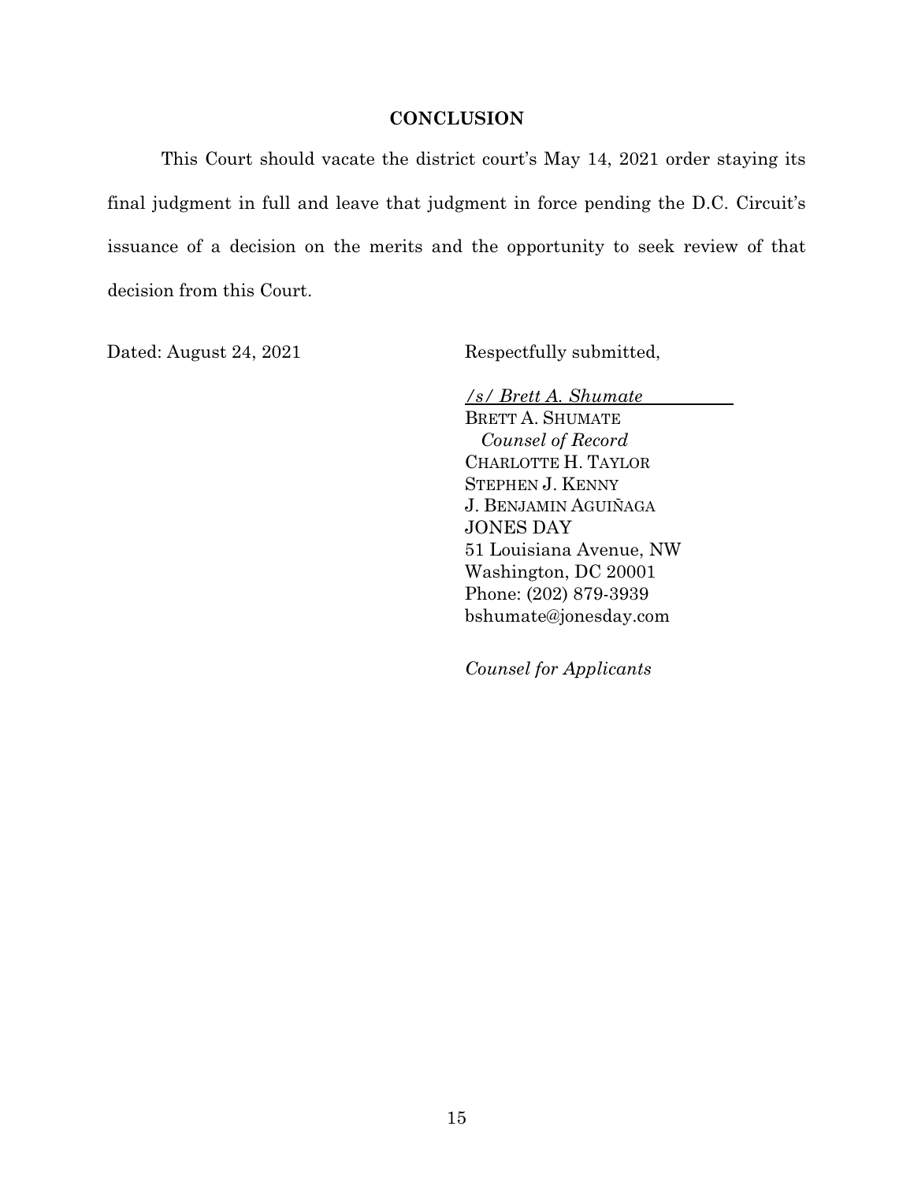## CONCLUSION

This Court should vacate the district court's May 14, 2021 order staying its final judgment in full and leave that judgment in force pending the D.C. Circuit's issuance of a decision on the merits and the opportunity to seek review of that decision from this Court.

Dated: August 24, 2021

Respectfully submitted,

*/s/ Brett A. Shumate*
BRETT A. SHUMATE
*Counsel of Record*
CHARLOTTE H. TAYLOR
STEPHEN J. KENNY
J. BENJAMIN AGUIÑAGA
JONES DAY
51 Louisiana Avenue, NW
Washington, DC 20001
Phone: (202) 879-3939
bshumate@jonesday.com

*Counsel for Applicants*